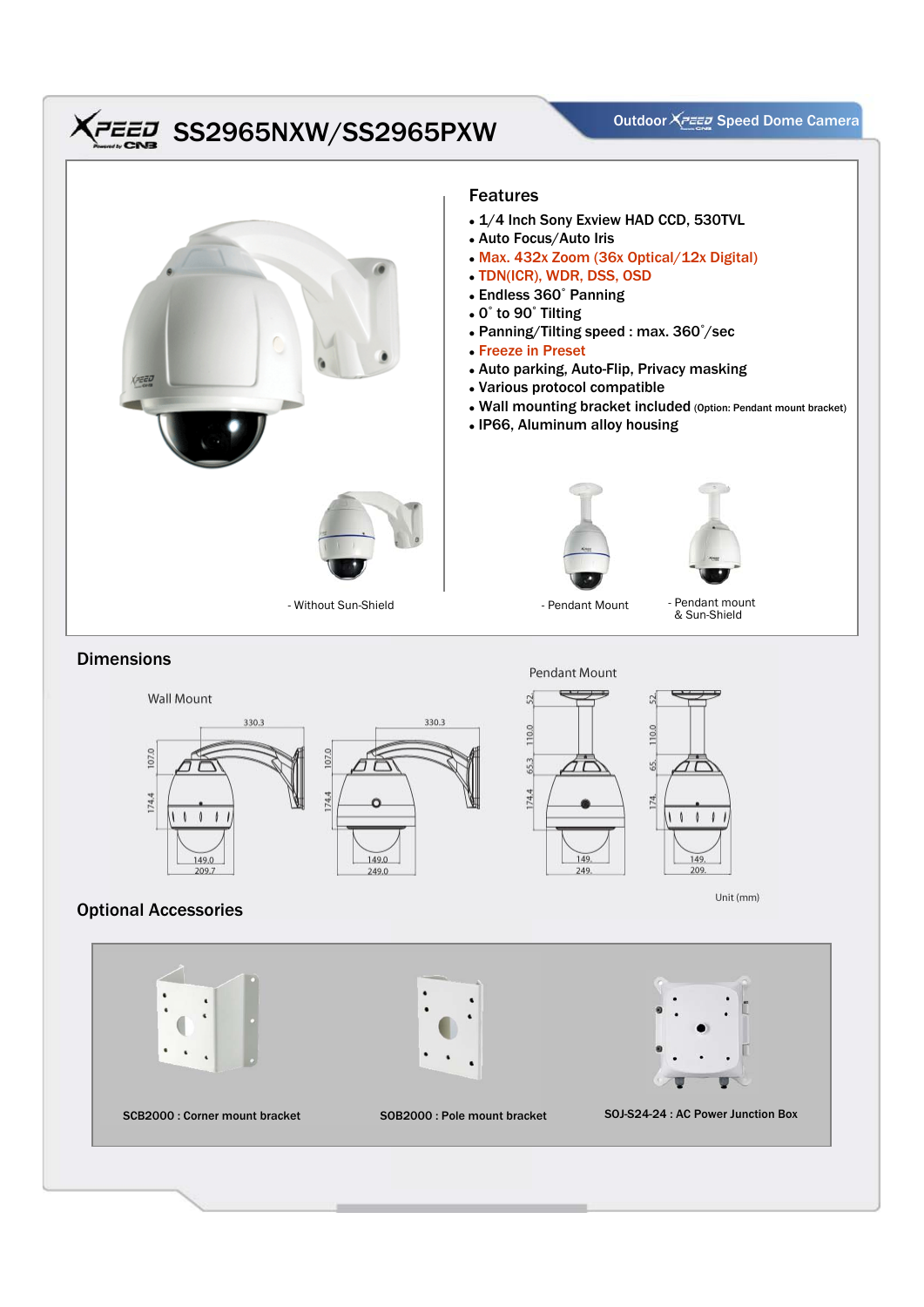# XPEED SS2965NXW/SS2965PXW

Outdoor XPEED Speed Dome Camera

## Features

- 1/4 Inch Sony Exview HAD CCD, 530TVL
- Auto Focus/Auto Iris
- Max. 432x Zoom (36x Optical/12x Digital)
- TDN(ICR), WDR, DSS, OSD
- Endless 360˚ Panning
- 0˚ to 90˚ Tilting
- Panning/Tilting speed : max. 360˚/sec
- Freeze in Preset
- Auto parking, Auto-Flip, Privacy masking
- Various protocol compatible
- Wall mounting bracket included (Option: Pendant mount bracket)
- IP66, Aluminum alloy housing

- Without Sun-Shield

- Pendant Mount

- Pendant mount & Sun-Shield

## Dimensions

Wall Mount

Pendant Mount

Unit (mm)

## Optional Accessories

SCB2000 : Corner mount bracket

SOB2000 : Pole mount bracket

SOJ-S24-24 : AC Power Junction Box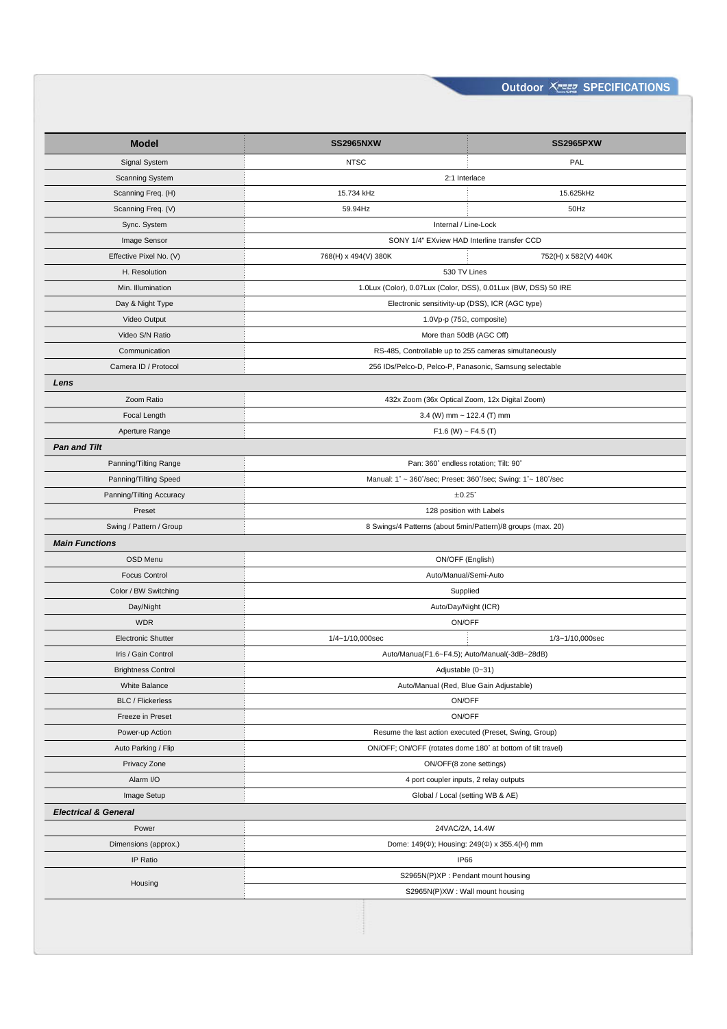# Outdoor XPEED SPECIFICATIONS

| Model | SS2965NXW | SS2965PXW |
|---|---|---|
| Signal System | NTSC | PAL |
| Scanning System | 2:1 Interlace | |
| Scanning Freq. (H) | 15.734 kHz | 15.625kHz |
| Scanning Freq. (V) | 59.94Hz | 50Hz |
| Sync. System | Internal / Line-Lock | |
| Image Sensor | SONY 1/4" EXview HAD Interline transfer CCD | |
| Effective Pixel No. (V) | 768(H) x 494(V) 380K | 752(H) x 582(V) 440K |
| H. Resolution | 530 TV Lines | |
| Min. Illumination | 1.0Lux (Color), 0.07Lux (Color, DSS), 0.01Lux (BW, DSS) 50 IRE | |
| Day & Night Type | Electronic sensitivity-up (DSS), ICR (AGC type) | |
| Video Output | 1.0Vp-p (75Ω, composite) | |
| Video S/N Ratio | More than 50dB (AGC Off) | |
| Communication | RS-485, Controllable up to 255 cameras simultaneously | |
| Camera ID / Protocol | 256 IDs/Pelco-D, Pelco-P, Panasonic, Samsung selectable | |
| ***Lens*** | | |
| Zoom Ratio | 432x Zoom (36x Optical Zoom, 12x Digital Zoom) | |
| Focal Length | 3.4 (W) mm ~ 122.4 (T) mm | |
| Aperture Range | F1.6 (W) ~ F4.5 (T) | |
| ***Pan and Tilt*** | | |
| Panning/Tilting Range | Pan: 360˚ endless rotation; Tilt: 90˚ | |
| Panning/Tilting Speed | Manual: 1˚ ~ 360˚/sec; Preset: 360˚/sec; Swing: 1˚~ 180˚/sec | |
| Panning/Tilting Accuracy | ±0.25˚ | |
| Preset | 128 position with Labels | |
| Swing / Pattern / Group | 8 Swings/4 Patterns (about 5min/Pattern)/8 groups (max. 20) | |
| ***Main Functions*** | | |
| OSD Menu | ON/OFF (English) | |
| Focus Control | Auto/Manual/Semi-Auto | |
| Color / BW Switching | Supplied | |
| Day/Night | Auto/Day/Night (ICR) | |
| WDR | ON/OFF | |
| Electronic Shutter | 1/4~1/10,000sec | 1/3~1/10,000sec |
| Iris / Gain Control | Auto/Manua(F1.6~F4.5); Auto/Manual(-3dB~28dB) | |
| Brightness Control | Adjustable (0~31) | |
| White Balance | Auto/Manual (Red, Blue Gain Adjustable) | |
| BLC / Flickerless | ON/OFF | |
| Freeze in Preset | ON/OFF | |
| Power-up Action | Resume the last action executed (Preset, Swing, Group) | |
| Auto Parking / Flip | ON/OFF; ON/OFF (rotates dome 180˚ at bottom of tilt travel) | |
| Privacy Zone | ON/OFF(8 zone settings) | |
| Alarm I/O | 4 port coupler inputs, 2 relay outputs | |
| Image Setup | Global / Local (setting WB & AE) | |
| ***Electrical & General*** | | |
| Power | 24VAC/2A, 14.4W | |
| Dimensions (approx.) | Dome: 149(Φ); Housing: 249(Φ) x 355.4(H) mm | |
| IP Ratio | IP66 | |
| Housing | S2965N(P)XP : Pendant mount housing | |
| | S2965N(P)XW : Wall mount housing | |